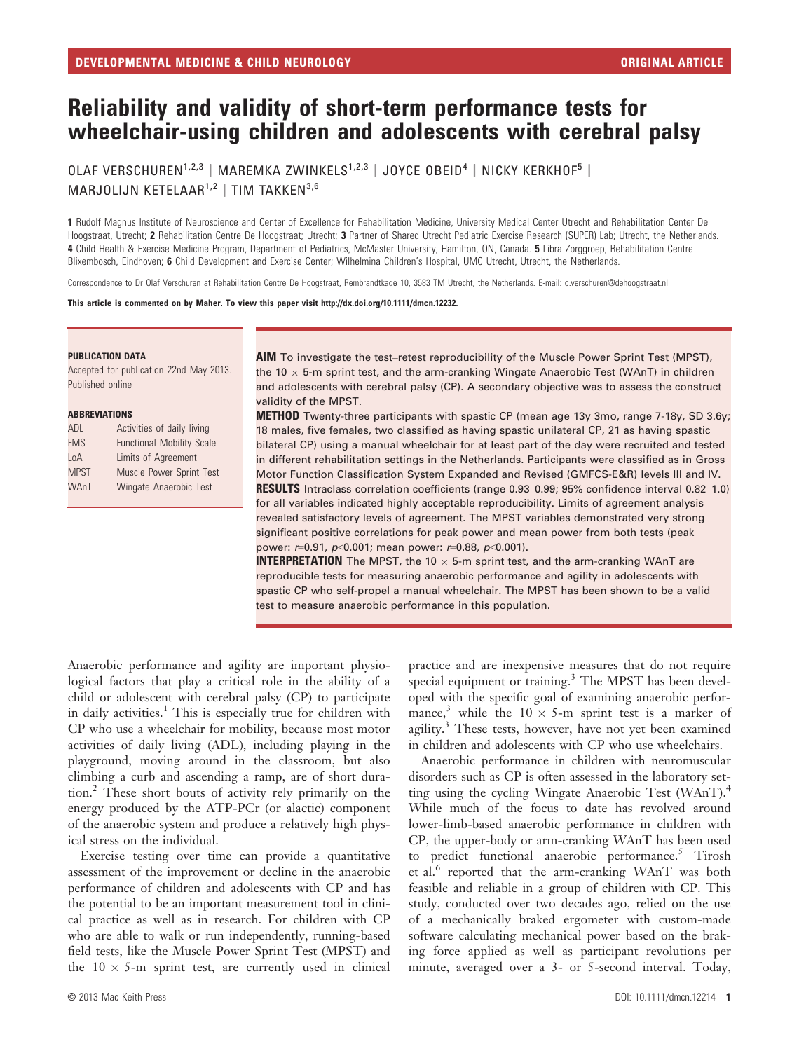# Reliability and validity of short-term performance tests for wheelchair-using children and adolescents with cerebral palsy

OLAF VERSCHUREN[1,2,3] | MAREMKA ZWINKELS[1,2,3] | JOYCE OBEID[4] | NICKY KERKHOF[5] | MARJOLIJN KETELAAR[1,2] | TIM TAKKEN[3,6]

**1** Rudolf Magnus Institute of Neuroscience and Center of Excellence for Rehabilitation Medicine, University Medical Center Utrecht and Rehabilitation Center De Hoogstraat, Utrecht; **2** Rehabilitation Centre De Hoogstraat; Utrecht; **3** Partner of Shared Utrecht Pediatric Exercise Research (SUPER) Lab; Utrecht, the Netherlands. **4** Child Health & Exercise Medicine Program, Department of Pediatrics, McMaster University, Hamilton, ON, Canada. **5** Libra Zorggroep, Rehabilitation Centre Blixembosch, Eindhoven; **6** Child Development and Exercise Center; Wilhelmina Children's Hospital, UMC Utrecht, Utrecht, the Netherlands.

Correspondence to Dr Olaf Verschuren at Rehabilitation Centre De Hoogstraat, Rembrandtkade 10, 3583 TM Utrecht, the Netherlands. E-mail: o.verschuren@dehoogstraat.nl

**This article is commented on by Maher. To view this paper visit http://dx.doi.org/10.1111/dmcn.12232.**

**PUBLICATION DATA**

Accepted for publication 22nd May 2013.
Published online

**ABBREVIATIONS**

| | |
|---|---|
| ADL | Activities of daily living |
| FMS | Functional Mobility Scale |
| LoA | Limits of Agreement |
| MPST | Muscle Power Sprint Test |
| WAnT | Wingate Anaerobic Test |

**AIM** To investigate the test–retest reproducibility of the Muscle Power Sprint Test (MPST), the 10 × 5-m sprint test, and the arm-cranking Wingate Anaerobic Test (WAnT) in children and adolescents with cerebral palsy (CP). A secondary objective was to assess the construct validity of the MPST.

**METHOD** Twenty-three participants with spastic CP (mean age 13y 3mo, range 7-18y, SD 3.6y; 18 males, five females, two classified as having spastic unilateral CP, 21 as having spastic bilateral CP) using a manual wheelchair for at least part of the day were recruited and tested in different rehabilitation settings in the Netherlands. Participants were classified as in Gross Motor Function Classification System Expanded and Revised (GMFCS-E&R) levels III and IV.

**RESULTS** Intraclass correlation coefficients (range 0.93–0.99; 95% confidence interval 0.82–1.0) for all variables indicated highly acceptable reproducibility. Limits of agreement analysis revealed satisfactory levels of agreement. The MPST variables demonstrated very strong significant positive correlations for peak power and mean power from both tests (peak power: $r$=0.91, $p$<0.001; mean power: $r$=0.88, $p$<0.001).

**INTERPRETATION** The MPST, the 10 × 5-m sprint test, and the arm-cranking WAnT are reproducible tests for measuring anaerobic performance and agility in adolescents with spastic CP who self-propel a manual wheelchair. The MPST has been shown to be a valid test to measure anaerobic performance in this population.

Anaerobic performance and agility are important physiological factors that play a critical role in the ability of a child or adolescent with cerebral palsy (CP) to participate in daily activities.[1] This is especially true for children with CP who use a wheelchair for mobility, because most motor activities of daily living (ADL), including playing in the playground, moving around in the classroom, but also climbing a curb and ascending a ramp, are of short duration.[2] These short bouts of activity rely primarily on the energy produced by the ATP-PCr (or alactic) component of the anaerobic system and produce a relatively high physical stress on the individual.

Exercise testing over time can provide a quantitative assessment of the improvement or decline in the anaerobic performance of children and adolescents with CP and has the potential to be an important measurement tool in clinical practice as well as in research. For children with CP who are able to walk or run independently, running-based field tests, like the Muscle Power Sprint Test (MPST) and the 10 × 5-m sprint test, are currently used in clinical practice and are inexpensive measures that do not require special equipment or training.[3] The MPST has been developed with the specific goal of examining anaerobic performance,[3] while the 10 × 5-m sprint test is a marker of agility.[3] These tests, however, have not yet been examined in children and adolescents with CP who use wheelchairs.

Anaerobic performance in children with neuromuscular disorders such as CP is often assessed in the laboratory setting using the cycling Wingate Anaerobic Test (WAnT).[4] While much of the focus to date has revolved around lower-limb-based anaerobic performance in children with CP, the upper-body or arm-cranking WAnT has been used to predict functional anaerobic performance.[5] Tirosh et al.[6] reported that the arm-cranking WAnT was both feasible and reliable in a group of children with CP. This study, conducted over two decades ago, relied on the use of a mechanically braked ergometer with custom-made software calculating mechanical power based on the braking force applied as well as participant revolutions per minute, averaged over a 3- or 5-second interval. Today,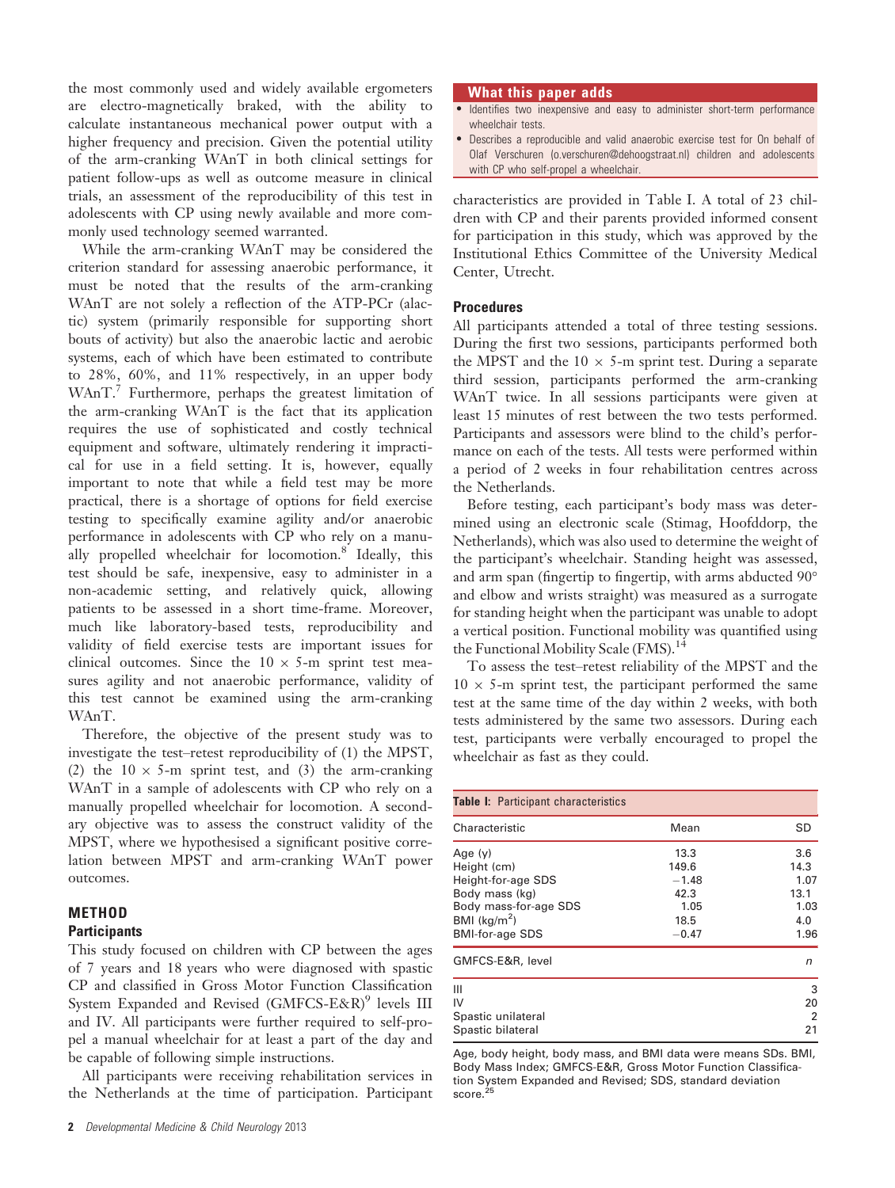the most commonly used and widely available ergometers are electro-magnetically braked, with the ability to calculate instantaneous mechanical power output with a higher frequency and precision. Given the potential utility of the arm-cranking WAnT in both clinical settings for patient follow-ups as well as outcome measure in clinical trials, an assessment of the reproducibility of this test in adolescents with CP using newly available and more commonly used technology seemed warranted.

While the arm-cranking WAnT may be considered the criterion standard for assessing anaerobic performance, it must be noted that the results of the arm-cranking WAnT are not solely a reflection of the ATP-PCr (alactic) system (primarily responsible for supporting short bouts of activity) but also the anaerobic lactic and aerobic systems, each of which have been estimated to contribute to 28%, 60%, and 11% respectively, in an upper body WAnT.[7] Furthermore, perhaps the greatest limitation of the arm-cranking WAnT is the fact that its application requires the use of sophisticated and costly technical equipment and software, ultimately rendering it impractical for use in a field setting. It is, however, equally important to note that while a field test may be more practical, there is a shortage of options for field exercise testing to specifically examine agility and/or anaerobic performance in adolescents with CP who rely on a manually propelled wheelchair for locomotion.[8] Ideally, this test should be safe, inexpensive, easy to administer in a non-academic setting, and relatively quick, allowing patients to be assessed in a short time-frame. Moreover, much like laboratory-based tests, reproducibility and validity of field exercise tests are important issues for clinical outcomes. Since the 10 × 5-m sprint test measures agility and not anaerobic performance, validity of this test cannot be examined using the arm-cranking WAnT.

Therefore, the objective of the present study was to investigate the test–retest reproducibility of (1) the MPST, (2) the 10 × 5-m sprint test, and (3) the arm-cranking WAnT in a sample of adolescents with CP who rely on a manually propelled wheelchair for locomotion. A secondary objective was to assess the construct validity of the MPST, where we hypothesised a significant positive correlation between MPST and arm-cranking WAnT power outcomes.

## METHOD

### Participants

This study focused on children with CP between the ages of 7 years and 18 years who were diagnosed with spastic CP and classified in Gross Motor Function Classification System Expanded and Revised (GMFCS-E&R)[9] levels III and IV. All participants were further required to self-propel a manual wheelchair for at least a part of the day and be capable of following simple instructions.

All participants were receiving rehabilitation services in the Netherlands at the time of participation. Participant characteristics are provided in Table I. A total of 23 children with CP and their parents provided informed consent for participation in this study, which was approved by the Institutional Ethics Committee of the University Medical Center, Utrecht.

> **What this paper adds**
> - Identifies two inexpensive and easy to administer short-term performance wheelchair tests.
> - Describes a reproducible and valid anaerobic exercise test for On behalf of Olaf Verschuren (o.verschuren@dehoogstraat.nl) children and adolescents with CP who self-propel a wheelchair.

### Procedures

All participants attended a total of three testing sessions. During the first two sessions, participants performed both the MPST and the 10 × 5-m sprint test. During a separate third session, participants performed the arm-cranking WAnT twice. In all sessions participants were given at least 15 minutes of rest between the two tests performed. Participants and assessors were blind to the child's performance on each of the tests. All tests were performed within a period of 2 weeks in four rehabilitation centres across the Netherlands.

Before testing, each participant's body mass was determined using an electronic scale (Stimag, Hoofddorp, the Netherlands), which was also used to determine the weight of the participant's wheelchair. Standing height was assessed, and arm span (fingertip to fingertip, with arms abducted 90° and elbow and wrists straight) was measured as a surrogate for standing height when the participant was unable to adopt a vertical position. Functional mobility was quantified using the Functional Mobility Scale (FMS).[14]

To assess the test–retest reliability of the MPST and the 10 × 5-m sprint test, the participant performed the same test at the same time of the day within 2 weeks, with both tests administered by the same two assessors. During each test, participants were verbally encouraged to propel the wheelchair as fast as they could.

**Table I:** Participant characteristics

| Characteristic | Mean | SD |
|---|---|---|
| Age (y) | 13.3 | 3.6 |
| Height (cm) | 149.6 | 14.3 |
| Height-for-age SDS | −1.48 | 1.07 |
| Body mass (kg) | 42.3 | 13.1 |
| Body mass-for-age SDS | 1.05 | 1.03 |
| BMI (kg/m$^2$) | 18.5 | 4.0 |
| BMI-for-age SDS | −0.47 | 1.96 |
| **GMFCS-E&R, level** | | ***n*** |
| III | | 3 |
| IV | | 20 |
| Spastic unilateral | | 2 |
| Spastic bilateral | | 21 |

Age, body height, body mass, and BMI data were means SDs. BMI, Body Mass Index; GMFCS-E&R, Gross Motor Function Classification System Expanded and Revised; SDS, standard deviation score.[25]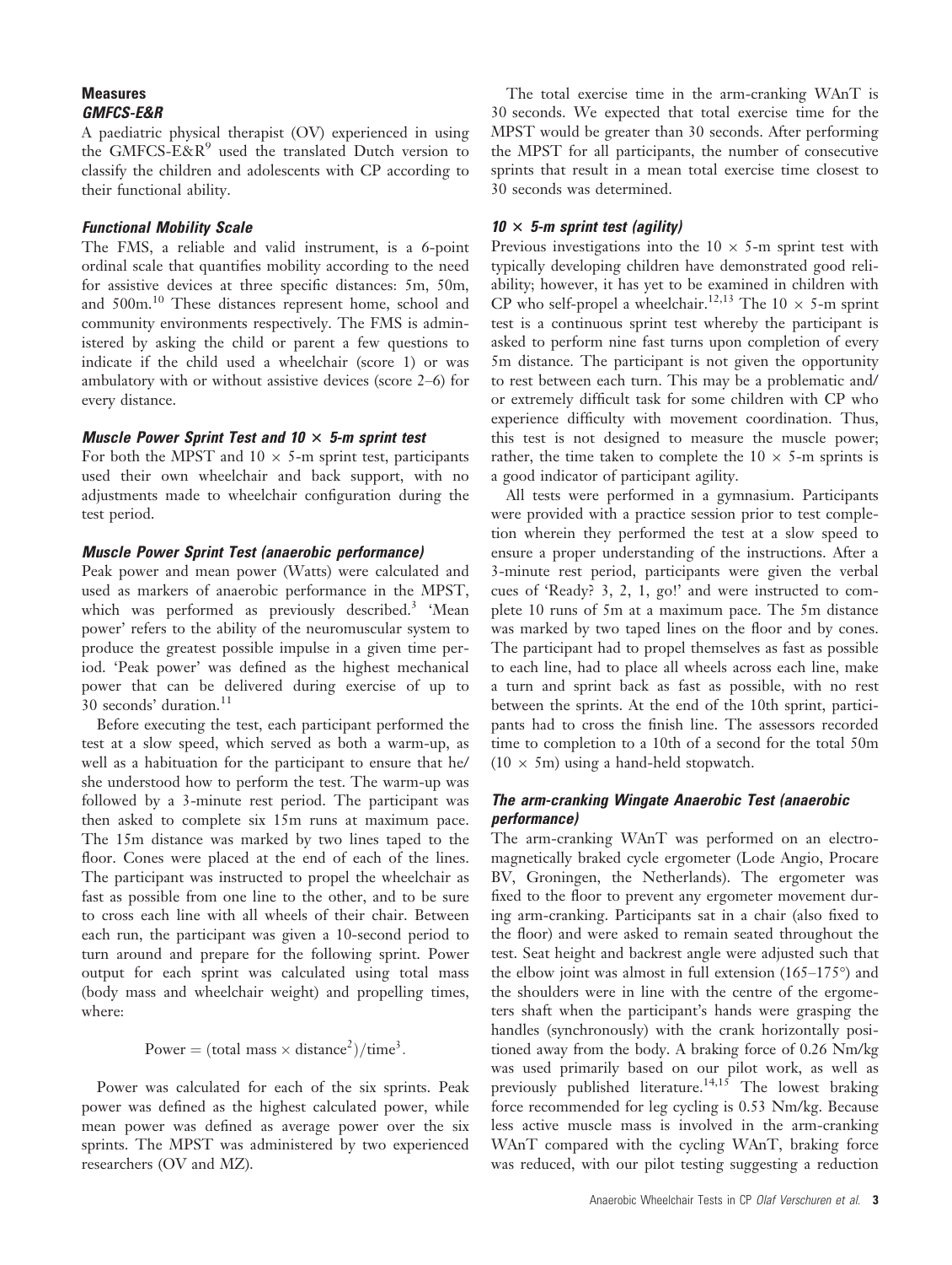### Measures

#### GMFCS-E&R

A paediatric physical therapist (OV) experienced in using the GMFCS-E&R[9] used the translated Dutch version to classify the children and adolescents with CP according to their functional ability.

#### Functional Mobility Scale

The FMS, a reliable and valid instrument, is a 6-point ordinal scale that quantifies mobility according to the need for assistive devices at three specific distances: 5m, 50m, and 500m.[10] These distances represent home, school and community environments respectively. The FMS is administered by asking the child or parent a few questions to indicate if the child used a wheelchair (score 1) or was ambulatory with or without assistive devices (score 2–6) for every distance.

#### Muscle Power Sprint Test and 10 × 5-m sprint test

For both the MPST and 10 × 5-m sprint test, participants used their own wheelchair and back support, with no adjustments made to wheelchair configuration during the test period.

#### Muscle Power Sprint Test (anaerobic performance)

Peak power and mean power (Watts) were calculated and used as markers of anaerobic performance in the MPST, which was performed as previously described.[3] 'Mean power' refers to the ability of the neuromuscular system to produce the greatest possible impulse in a given time period. 'Peak power' was defined as the highest mechanical power that can be delivered during exercise of up to 30 seconds' duration.[11]

Before executing the test, each participant performed the test at a slow speed, which served as both a warm-up, as well as a habituation for the participant to ensure that he/she understood how to perform the test. The warm-up was followed by a 3-minute rest period. The participant was then asked to complete six 15m runs at maximum pace. The 15m distance was marked by two lines taped to the floor. Cones were placed at the end of each of the lines. The participant was instructed to propel the wheelchair as fast as possible from one line to the other, and to be sure to cross each line with all wheels of their chair. Between each run, the participant was given a 10-second period to turn around and prepare for the following sprint. Power output for each sprint was calculated using total mass (body mass and wheelchair weight) and propelling times, where:

$$\text{Power} = (\text{total mass} \times \text{distance}^2)/\text{time}^3.$$

Power was calculated for each of the six sprints. Peak power was defined as the highest calculated power, while mean power was defined as average power over the six sprints. The MPST was administered by two experienced researchers (OV and MZ).

The total exercise time in the arm-cranking WAnT is 30 seconds. We expected that total exercise time for the MPST would be greater than 30 seconds. After performing the MPST for all participants, the number of consecutive sprints that result in a mean total exercise time closest to 30 seconds was determined.

#### 10 × 5-m sprint test (agility)

Previous investigations into the 10 × 5-m sprint test with typically developing children have demonstrated good reliability; however, it has yet to be examined in children with CP who self-propel a wheelchair.[12,13] The 10 × 5-m sprint test is a continuous sprint test whereby the participant is asked to perform nine fast turns upon completion of every 5m distance. The participant is not given the opportunity to rest between each turn. This may be a problematic and/or extremely difficult task for some children with CP who experience difficulty with movement coordination. Thus, this test is not designed to measure the muscle power; rather, the time taken to complete the 10 × 5-m sprints is a good indicator of participant agility.

All tests were performed in a gymnasium. Participants were provided with a practice session prior to test completion wherein they performed the test at a slow speed to ensure a proper understanding of the instructions. After a 3-minute rest period, participants were given the verbal cues of 'Ready? 3, 2, 1, go!' and were instructed to complete 10 runs of 5m at a maximum pace. The 5m distance was marked by two taped lines on the floor and by cones. The participant had to propel themselves as fast as possible to each line, had to place all wheels across each line, make a turn and sprint back as fast as possible, with no rest between the sprints. At the end of the 10th sprint, participants had to cross the finish line. The assessors recorded time to completion to a 10th of a second for the total 50m (10 × 5m) using a hand-held stopwatch.

#### The arm-cranking Wingate Anaerobic Test (anaerobic performance)

The arm-cranking WAnT was performed on an electromagnetically braked cycle ergometer (Lode Angio, Procare BV, Groningen, the Netherlands). The ergometer was fixed to the floor to prevent any ergometer movement during arm-cranking. Participants sat in a chair (also fixed to the floor) and were asked to remain seated throughout the test. Seat height and backrest angle were adjusted such that the elbow joint was almost in full extension (165–175°) and the shoulders were in line with the centre of the ergometers shaft when the participant's hands were grasping the handles (synchronously) with the crank horizontally positioned away from the body. A braking force of 0.26 Nm/kg was used primarily based on our pilot work, as well as previously published literature.[14,15] The lowest braking force recommended for leg cycling is 0.53 Nm/kg. Because less active muscle mass is involved in the arm-cranking WAnT compared with the cycling WAnT, braking force was reduced, with our pilot testing suggesting a reduction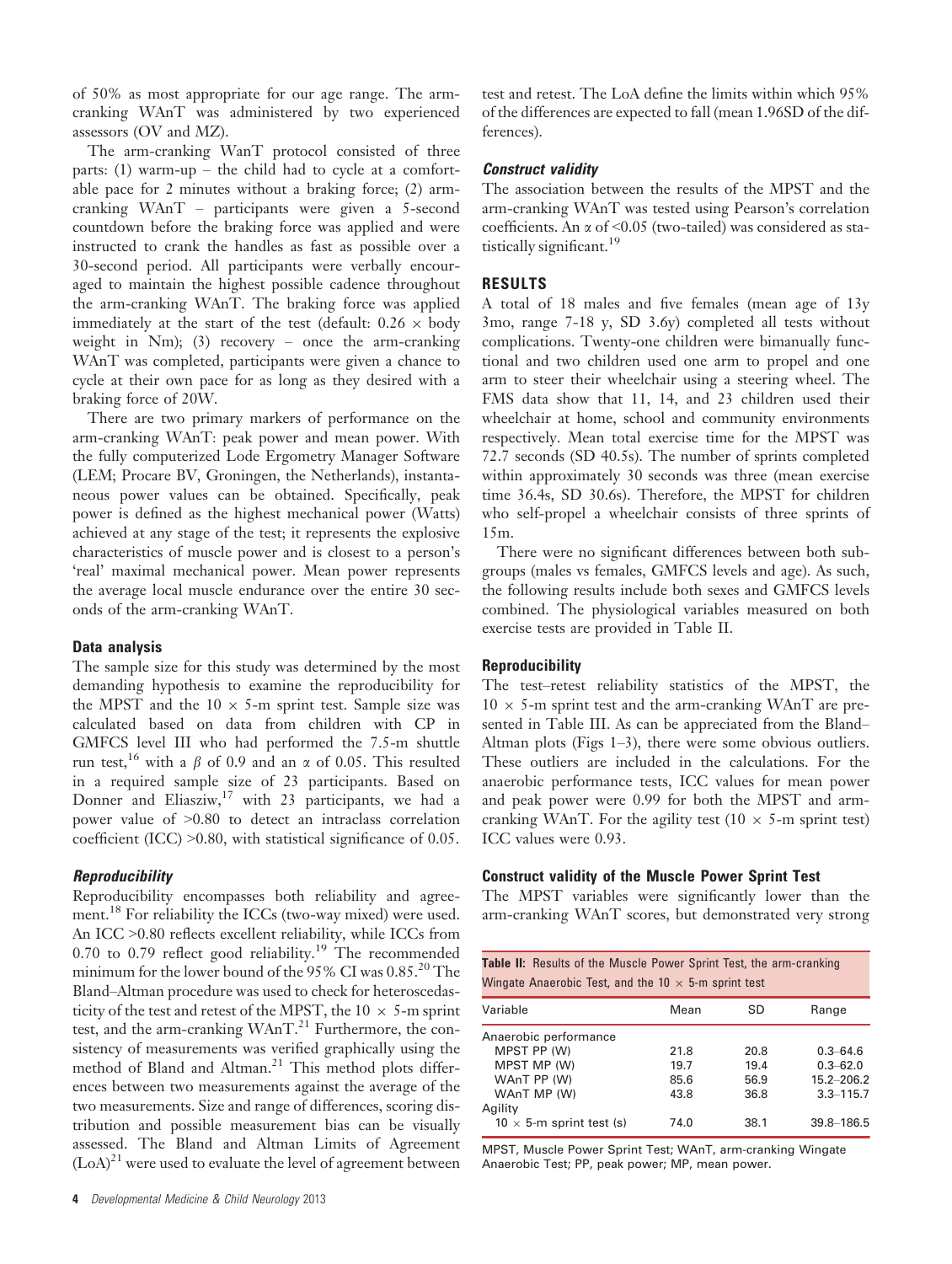of 50% as most appropriate for our age range. The arm-cranking WAnT was administered by two experienced assessors (OV and MZ).

The arm-cranking WantT protocol consisted of three parts: (1) warm-up – the child had to cycle at a comfortable pace for 2 minutes without a braking force; (2) arm-cranking WAnT – participants were given a 5-second countdown before the braking force was applied and were instructed to crank the handles as fast as possible over a 30-second period. All participants were verbally encouraged to maintain the highest possible cadence throughout the arm-cranking WAnT. The braking force was applied immediately at the start of the test (default: 0.26 × body weight in Nm); (3) recovery – once the arm-cranking WAnT was completed, participants were given a chance to cycle at their own pace for as long as they desired with a braking force of 20W.

There are two primary markers of performance on the arm-cranking WAnT: peak power and mean power. With the fully computerized Lode Ergometry Manager Software (LEM; Procare BV, Groningen, the Netherlands), instantaneous power values can be obtained. Specifically, peak power is defined as the highest mechanical power (Watts) achieved at any stage of the test; it represents the explosive characteristics of muscle power and is closest to a person's 'real' maximal mechanical power. Mean power represents the average local muscle endurance over the entire 30 seconds of the arm-cranking WAnT.

### Data analysis

The sample size for this study was determined by the most demanding hypothesis to examine the reproducibility for the MPST and the 10 × 5-m sprint test. Sample size was calculated based on data from children with CP in GMFCS level III who had performed the 7.5-m shuttle run test,[16] with a $\beta$ of 0.9 and an $\alpha$ of 0.05. This resulted in a required sample size of 23 participants. Based on Donner and Eliasziw,[17] with 23 participants, we had a power value of >0.80 to detect an intraclass correlation coefficient (ICC) >0.80, with statistical significance of 0.05.

#### *Reproducibility*

Reproducibility encompasses both reliability and agreement.[18] For reliability the ICCs (two-way mixed) were used. An ICC >0.80 reflects excellent reliability, while ICCs from 0.70 to 0.79 reflect good reliability.[19] The recommended minimum for the lower bound of the 95% CI was 0.85.[20] The Bland–Altman procedure was used to check for heteroscedasticity of the test and retest of the MPST, the 10 × 5-m sprint test, and the arm-cranking WAnT.[21] Furthermore, the consistency of measurements was verified graphically using the method of Bland and Altman.[21] This method plots differences between two measurements against the average of the two measurements. Size and range of differences, scoring distribution and possible measurement bias can be visually assessed. The Bland and Altman Limits of Agreement (LoA)[21] were used to evaluate the level of agreement between test and retest. The LoA define the limits within which 95% of the differences are expected to fall (mean 1.96SD of the differences).

#### *Construct validity*

The association between the results of the MPST and the arm-cranking WAnT was tested using Pearson's correlation coefficients. An $\alpha$ of <0.05 (two-tailed) was considered as statistically significant.[19]

## RESULTS

A total of 18 males and five females (mean age of 13y 3mo, range 7-18 y, SD 3.6y) completed all tests without complications. Twenty-one children were bimanually functional and two children used one arm to propel and one arm to steer their wheelchair using a steering wheel. The FMS data show that 11, 14, and 23 children used their wheelchair at home, school and community environments respectively. Mean total exercise time for the MPST was 72.7 seconds (SD 40.5s). The number of sprints completed within approximately 30 seconds was three (mean exercise time 36.4s, SD 30.6s). Therefore, the MPST for children who self-propel a wheelchair consists of three sprints of 15m.

There were no significant differences between both subgroups (males vs females, GMFCS levels and age). As such, the following results include both sexes and GMFCS levels combined. The physiological variables measured on both exercise tests are provided in Table II.

### Reproducibility

The test–retest reliability statistics of the MPST, the 10 × 5-m sprint test and the arm-cranking WAnT are presented in Table III. As can be appreciated from the Bland–Altman plots (Figs 1–3), there were some obvious outliers. These outliers are included in the calculations. For the anaerobic performance tests, ICC values for mean power and peak power were 0.99 for both the MPST and arm-cranking WAnT. For the agility test (10 × 5-m sprint test) ICC values were 0.93.

### Construct validity of the Muscle Power Sprint Test

The MPST variables were significantly lower than the arm-cranking WAnT scores, but demonstrated very strong

**Table II:** Results of the Muscle Power Sprint Test, the arm-cranking Wingate Anaerobic Test, and the 10 × 5-m sprint test

| Variable | Mean | SD | Range |
|---|---|---|---|
| Anaerobic performance | | | |
| MPST PP (W) | 21.8 | 20.8 | 0.3–64.6 |
| MPST MP (W) | 19.7 | 19.4 | 0.3–62.0 |
| WAnT PP (W) | 85.6 | 56.9 | 15.2–206.2 |
| WAnT MP (W) | 43.8 | 36.8 | 3.3–115.7 |
| Agility | | | |
| 10 × 5-m sprint test (s) | 74.0 | 38.1 | 39.8–186.5 |

MPST, Muscle Power Sprint Test; WAnT, arm-cranking Wingate Anaerobic Test; PP, peak power; MP, mean power.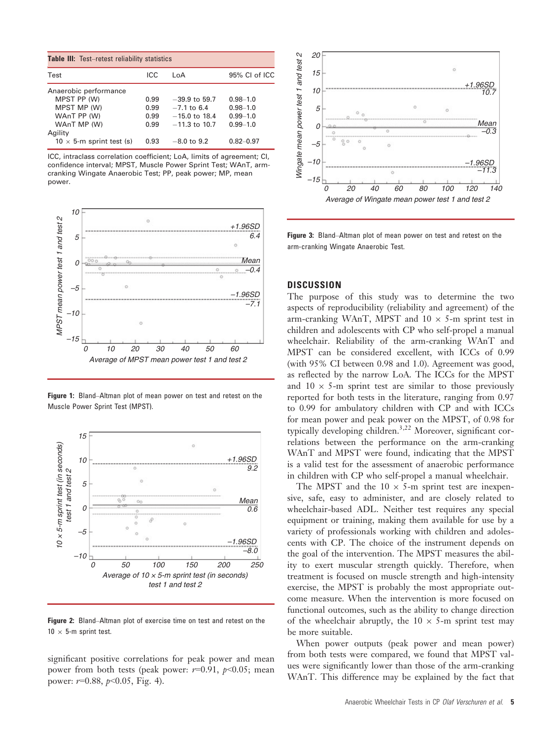**Table III:** Test–retest reliability statistics

| Test | ICC | LoA | 95% CI of ICC |
|---|---|---|---|
| Anaerobic performance | | | |
| MPST PP (W) | 0.99 | −39.9 to 59.7 | 0.98–1.0 |
| MPST MP (W) | 0.99 | −7.1 to 6.4 | 0.98–1.0 |
| WAnT PP (W) | 0.99 | −15.0 to 18.4 | 0.99–1.0 |
| WAnT MP (W) | 0.99 | −11.3 to 10.7 | 0.99–1.0 |
| Agility | | | |
| 10 × 5-m sprint test (s) | 0.93 | −8.0 to 9.2 | 0.82–0.97 |

ICC, intraclass correlation coefficient; LoA, limits of agreement; CI, confidence interval; MPST, Muscle Power Sprint Test; WAnT, arm-cranking Wingate Anaerobic Test; PP, peak power; MP, mean power.

**Figure 1:** Bland–Altman plot of mean power on test and retest on the Muscle Power Sprint Test (MPST).

**Figure 2:** Bland–Altman plot of exercise time on test and retest on the 10 × 5-m sprint test.

significant positive correlations for peak power and mean power from both tests (peak power: $r$=0.91, $p$<0.05; mean power: $r$=0.88, $p$<0.05, Fig. 4).

**Figure 3:** Bland–Altman plot of mean power on test and retest on the arm-cranking Wingate Anaerobic Test.

## DISCUSSION

The purpose of this study was to determine the two aspects of reproducibility (reliability and agreement) of the arm-cranking WAnT, MPST and 10 × 5-m sprint test in children and adolescents with CP who self-propel a manual wheelchair. Reliability of the arm-cranking WAnT and MPST can be considered excellent, with ICCs of 0.99 (with 95% CI between 0.98 and 1.0). Agreement was good, as reflected by the narrow LoA. The ICCs for the MPST and 10 × 5-m sprint test are similar to those previously reported for both tests in the literature, ranging from 0.97 to 0.99 for ambulatory children with CP and with ICCs for mean power and peak power on the MPST, of 0.98 for typically developing children.[3,22] Moreover, significant correlations between the performance on the arm-cranking WAnT and MPST were found, indicating that the MPST is a valid test for the assessment of anaerobic performance in children with CP who self-propel a manual wheelchair.

The MPST and the 10 × 5-m sprint test are inexpensive, safe, easy to administer, and are closely related to wheelchair-based ADL. Neither test requires any special equipment or training, making them available for use by a variety of professionals working with children and adolescents with CP. The choice of the instrument depends on the goal of the intervention. The MPST measures the ability to exert muscular strength quickly. Therefore, when treatment is focused on muscle strength and high-intensity exercise, the MPST is probably the most appropriate outcome measure. When the intervention is more focused on functional outcomes, such as the ability to change direction of the wheelchair abruptly, the 10 × 5-m sprint test may be more suitable.

When power outputs (peak power and mean power) from both tests were compared, we found that MPST values were significantly lower than those of the arm-cranking WAnT. This difference may be explained by the fact that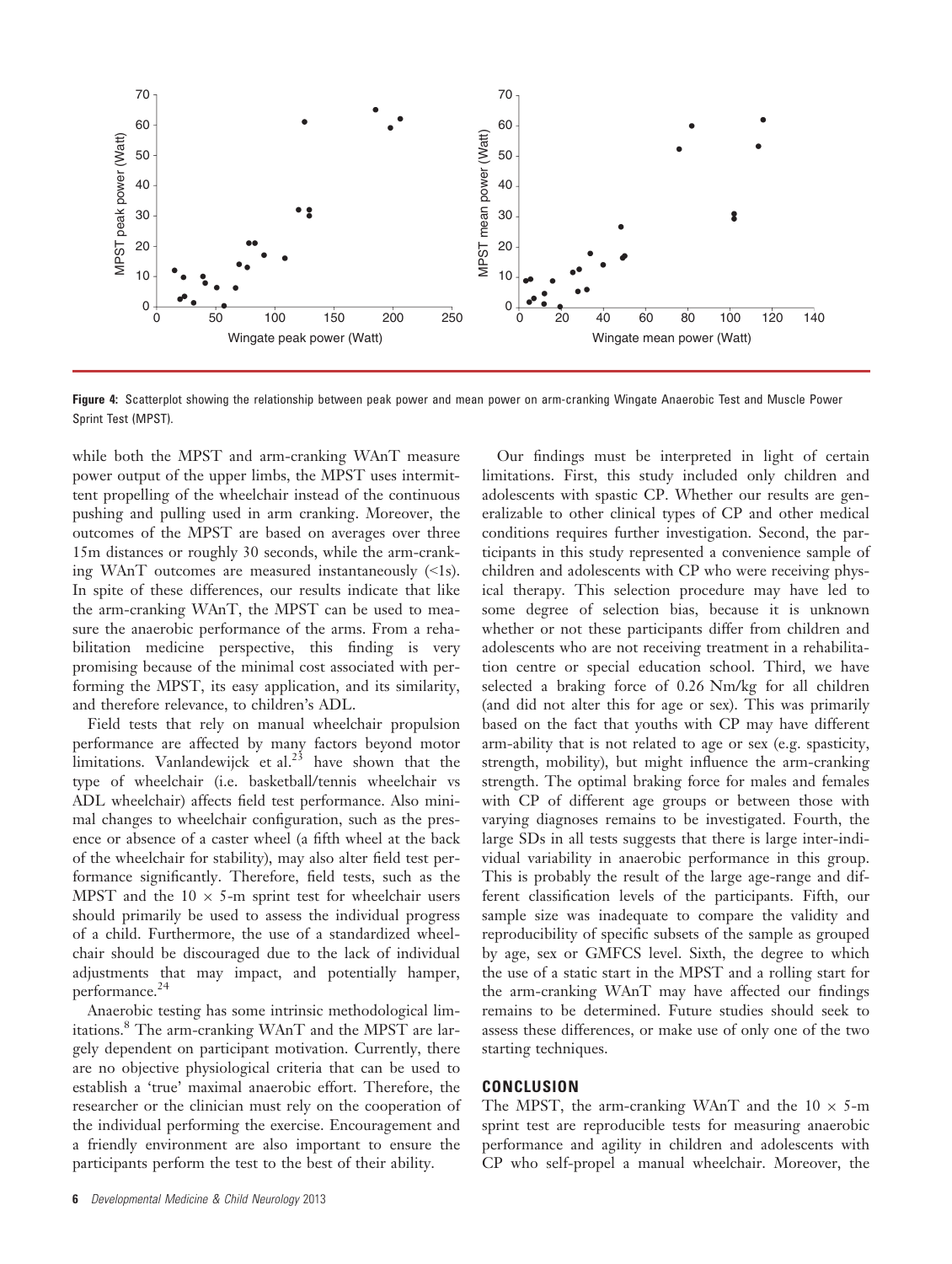**Figure 4:** Scatterplot showing the relationship between peak power and mean power on arm-cranking Wingate Anaerobic Test and Muscle Power Sprint Test (MPST).

while both the MPST and arm-cranking WAnT measure power output of the upper limbs, the MPST uses intermittent propelling of the wheelchair instead of the continuous pushing and pulling used in arm cranking. Moreover, the outcomes of the MPST are based on averages over three 15m distances or roughly 30 seconds, while the arm-cranking WAnT outcomes are measured instantaneously (<1s). In spite of these differences, our results indicate that like the arm-cranking WAnT, the MPST can be used to measure the anaerobic performance of the arms. From a rehabilitation medicine perspective, this finding is very promising because of the minimal cost associated with performing the MPST, its easy application, and its similarity, and therefore relevance, to children's ADL.

Field tests that rely on manual wheelchair propulsion performance are affected by many factors beyond motor limitations. Vanlandewijck et al.[23] have shown that the type of wheelchair (i.e. basketball/tennis wheelchair vs ADL wheelchair) affects field test performance. Also minimal changes to wheelchair configuration, such as the presence or absence of a caster wheel (a fifth wheel at the back of the wheelchair for stability), may also alter field test performance significantly. Therefore, field tests, such as the MPST and the $10 \times 5$-m sprint test for wheelchair users should primarily be used to assess the individual progress of a child. Furthermore, the use of a standardized wheelchair should be discouraged due to the lack of individual adjustments that may impact, and potentially hamper, performance.[24]

Anaerobic testing has some intrinsic methodological limitations.[8] The arm-cranking WAnT and the MPST are largely dependent on participant motivation. Currently, there are no objective physiological criteria that can be used to establish a 'true' maximal anaerobic effort. Therefore, the researcher or the clinician must rely on the cooperation of the individual performing the exercise. Encouragement and a friendly environment are also important to ensure the participants perform the test to the best of their ability.

Our findings must be interpreted in light of certain limitations. First, this study included only children and adolescents with spastic CP. Whether our results are generalizable to other clinical types of CP and other medical conditions requires further investigation. Second, the participants in this study represented a convenience sample of children and adolescents with CP who were receiving physical therapy. This selection procedure may have led to some degree of selection bias, because it is unknown whether or not these participants differ from children and adolescents who are not receiving treatment in a rehabilitation centre or special education school. Third, we have selected a braking force of 0.26 Nm/kg for all children (and did not alter this for age or sex). This was primarily based on the fact that youths with CP may have different arm-ability that is not related to age or sex (e.g. spasticity, strength, mobility), but might influence the arm-cranking strength. The optimal braking force for males and females with CP of different age groups or between those with varying diagnoses remains to be investigated. Fourth, the large SDs in all tests suggests that there is large inter-individual variability in anaerobic performance in this group. This is probably the result of the large age-range and different classification levels of the participants. Fifth, our sample size was inadequate to compare the validity and reproducibility of specific subsets of the sample as grouped by age, sex or GMFCS level. Sixth, the degree to which the use of a static start in the MPST and a rolling start for the arm-cranking WAnT may have affected our findings remains to be determined. Future studies should seek to assess these differences, or make use of only one of the two starting techniques.

## CONCLUSION

The MPST, the arm-cranking WAnT and the $10 \times 5$-m sprint test are reproducible tests for measuring anaerobic performance and agility in children and adolescents with CP who self-propel a manual wheelchair. Moreover, the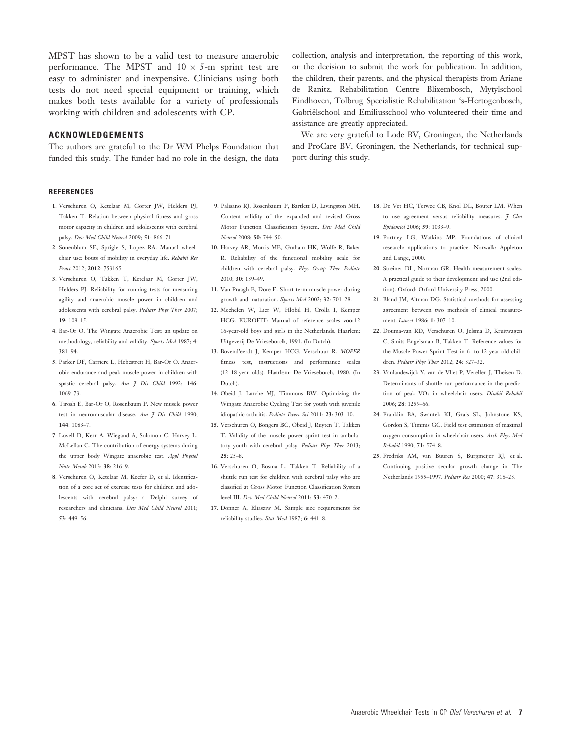MPST has shown to be a valid test to measure anaerobic performance. The MPST and $10 \times 5$-m sprint test are easy to administer and inexpensive. Clinicians using both tests do not need special equipment or training, which makes both tests available for a variety of professionals working with children and adolescents with CP.

## ACKNOWLEDGEMENTS

The authors are grateful to the Dr WM Phelps Foundation that funded this study. The funder had no role in the design, the data collection, analysis and interpretation, the reporting of this work, or the decision to submit the work for publication. In addition, the children, their parents, and the physical therapists from Ariane de Ranitz, Rehabilitation Centre Blixembosch, Mytylschool Eindhoven, Tolbrug Specialistic Rehabilitation 's-Hertogenbosch, Gabriëlschool and Emiliusschool who volunteered their time and assistance are greatly appreciated.

We are very grateful to Lode BV, Groningen, the Netherlands and ProCare BV, Groningen, the Netherlands, for technical support during this study.

## REFERENCES

1. Verschuren O, Ketelaar M, Gorter JW, Helders PJ, Takken T. Relation between physical fitness and gross motor capacity in children and adolescents with cerebral palsy. *Dev Med Child Neurol* 2009; **51**: 866–71.
2. Sonenblum SE, Sprigle S, Lopez RA. Manual wheelchair use: bouts of mobility in everyday life. *Rehabil Res Pract* 2012; **2012**: 753165.
3. Verschuren O, Takken T, Ketelaar M, Gorter JW, Helders PJ. Reliability for running tests for measuring agility and anaerobic muscle power in children and adolescents with cerebral palsy. *Pediatr Phys Ther* 2007; **19**: 108–15.
4. Bar-Or O. The Wingate Anaerobic Test: an update on methodology, reliability and validity. *Sports Med* 1987; **4**: 381–94.
5. Parker DF, Carriere L, Hebestreit H, Bar-Or O. Anaerobic endurance and peak muscle power in children with spastic cerebral palsy. *Am J Dis Child* 1992; **146**: 1069–73.
6. Tirosh E, Bar-Or O, Rosenbaum P. New muscle power test in neuromuscular disease. *Am J Dis Child* 1990; **144**: 1083–7.
7. Lovell D, Kerr A, Wiegand A, Solomon C, Harvey L, McLellan C. The contribution of energy systems during the upper body Wingate anaerobic test. *Appl Physiol Nutr Metab* 2013; **38**: 216–9.
8. Verschuren O, Ketelaar M, Keefer D, et al. Identification of a core set of exercise tests for children and adolescents with cerebral palsy: a Delphi survey of researchers and clinicians. *Dev Med Child Neurol* 2011; **53**: 449–56.
9. Palisano RJ, Rosenbaum P, Bartlett D, Livingston MH. Content validity of the expanded and revised Gross Motor Function Classification System. *Dev Med Child Neurol* 2008; **50**: 744–50.
10. Harvey AR, Morris ME, Graham HK, Wolfe R, Baker R. Reliability of the functional mobility scale for children with cerebral palsy. *Phys Occup Ther Pediatr* 2010; **30**: 139–49.
11. Van Praagh E, Dore E. Short-term muscle power during growth and maturation. *Sports Med* 2002; **32**: 701–28.
12. Mechelen W, Lier W, Hlobil H, Crolla I, Kemper HCG. EUROFIT: Manual of reference scales voor12 16-year-old boys and girls in the Netherlands. Haarlem: Uitgeverij De Vrieseborch, 1991. (In Dutch).
13. Bovend'eerdt J, Kemper HCG, Verschuur R. *MOPER* fitness test, instructions and performance scales (12–18 year olds). Haarlem: De Vrieseborch, 1980. (In Dutch).
14. Obeid J, Larche MJ, Timmons BW. Optimizing the Wingate Anaerobic Cycling Test for youth with juvenile idiopathic arthritis. *Pediatr Exerc Sci* 2011; **23**: 303–10.
15. Verschuren O, Bongers BC, Obeid J, Ruyten T, Takken T. Validity of the muscle power sprint test in ambulatory youth with cerebral palsy. *Pediatr Phys Ther* 2013; **25**: 25–8.
16. Verschuren O, Bosma L, Takken T. Reliability of a shuttle run test for children with cerebral palsy who are classified at Gross Motor Function Classification System level III. *Dev Med Child Neurol* 2011; **53**: 470–2.
17. Donner A, Eliasziw M. Sample size requirements for reliability studies. *Stat Med* 1987; **6**: 441–8.
18. De Vet HC, Terwee CB, Knol DL, Bouter LM. When to use agreement versus reliability measures. *J Clin Epidemiol* 2006; **59**: 1033–9.
19. Portney LG, Watkins MP. Foundations of clinical research: applications to practice. Norwalk: Appleton and Lange, 2000.
20. Streiner DL, Norman GR. Health measurement scales. A practical guide to their development and use (2nd edition). Oxford: Oxford University Press, 2000.
21. Bland JM, Altman DG. Statistical methods for assessing agreement between two methods of clinical measurement. *Lancet* 1986; **1**: 307–10.
22. Douma-van RD, Verschuren O, Jelsma D, Kruitwagen C, Smits-Engelsman B, Takken T. Reference values for the Muscle Power Sprint Test in 6- to 12-year-old children. *Pediatr Phys Ther* 2012; **24**: 327–32.
23. Vanlandewijck Y, van de Vliet P, Verellen J, Theisen D. Determinants of shuttle run performance in the prediction of peak $VO_2$ in wheelchair users. *Disabil Rehabil* 2006; **28**: 1259–66.
24. Franklin BA, Swantek KI, Grais SL, Johnstone KS, Gordon S, Timmis GC. Field test estimation of maximal oxygen consumption in wheelchair users. *Arch Phys Med Rehabil* 1990; **71**: 574–8.
25. Fredriks AM, van Buuren S, Burgmeijer RJ, et al. Continuing positive secular growth change in The Netherlands 1955–1997. *Pediatr Res* 2000; **47**: 316–23.